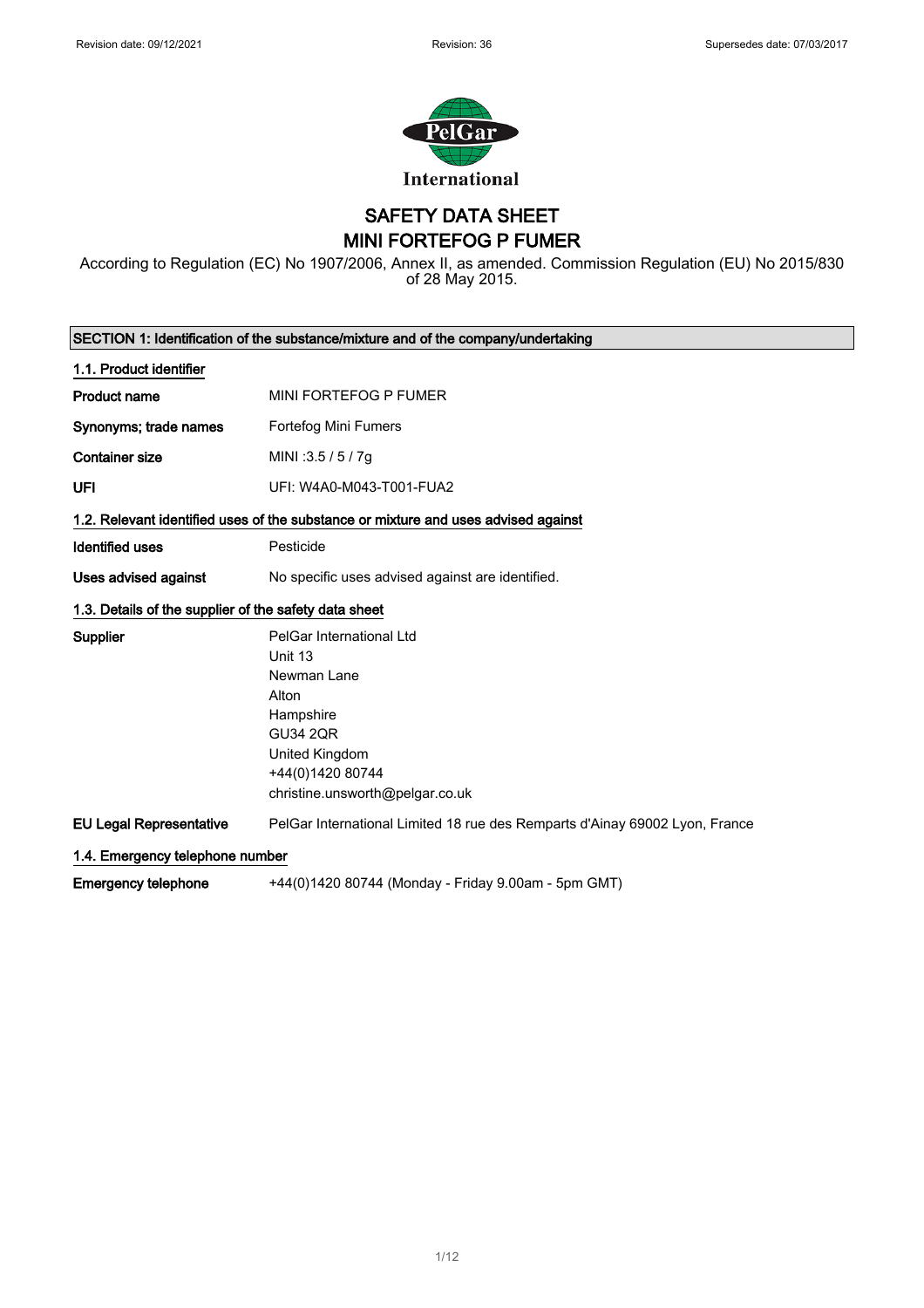Revision date: 09/12/2021 | Revision: 36 | Supersedes date: 07/03/2017

International

# SAFETY DATA SHEET
# MINI FORTEFOG P FUMER

According to Regulation (EC) No 1907/2006, Annex II, as amended. Commission Regulation (EU) No 2015/830 of 28 May 2015.

## SECTION 1: Identification of the substance/mixture and of the company/undertaking

### 1.1. Product identifier

| | |
|---|---|
| **Product name** | MINI FORTEFOG P FUMER |
| **Synonyms; trade names** | Fortefog Mini Fumers |
| **Container size** | MINI :3.5 / 5 / 7g |
| **UFI** | UFI: W4A0-M043-T001-FUA2 |

### 1.2. Relevant identified uses of the substance or mixture and uses advised against

| | |
|---|---|
| **Identified uses** | Pesticide |
| **Uses advised against** | No specific uses advised against are identified. |

### 1.3. Details of the supplier of the safety data sheet

| | |
|---|---|
| **Supplier** | PelGar International Ltd<br>Unit 13<br>Newman Lane<br>Alton<br>Hampshire<br>GU34 2QR<br>United Kingdom<br>+44(0)1420 80744<br>christine.unsworth@pelgar.co.uk |
| **EU Legal Representative** | PelGar International Limited 18 rue des Remparts d'Ainay 69002 Lyon, France |

### 1.4. Emergency telephone number

| | |
|---|---|
| **Emergency telephone** | +44(0)1420 80744 (Monday - Friday 9.00am - 5pm GMT) |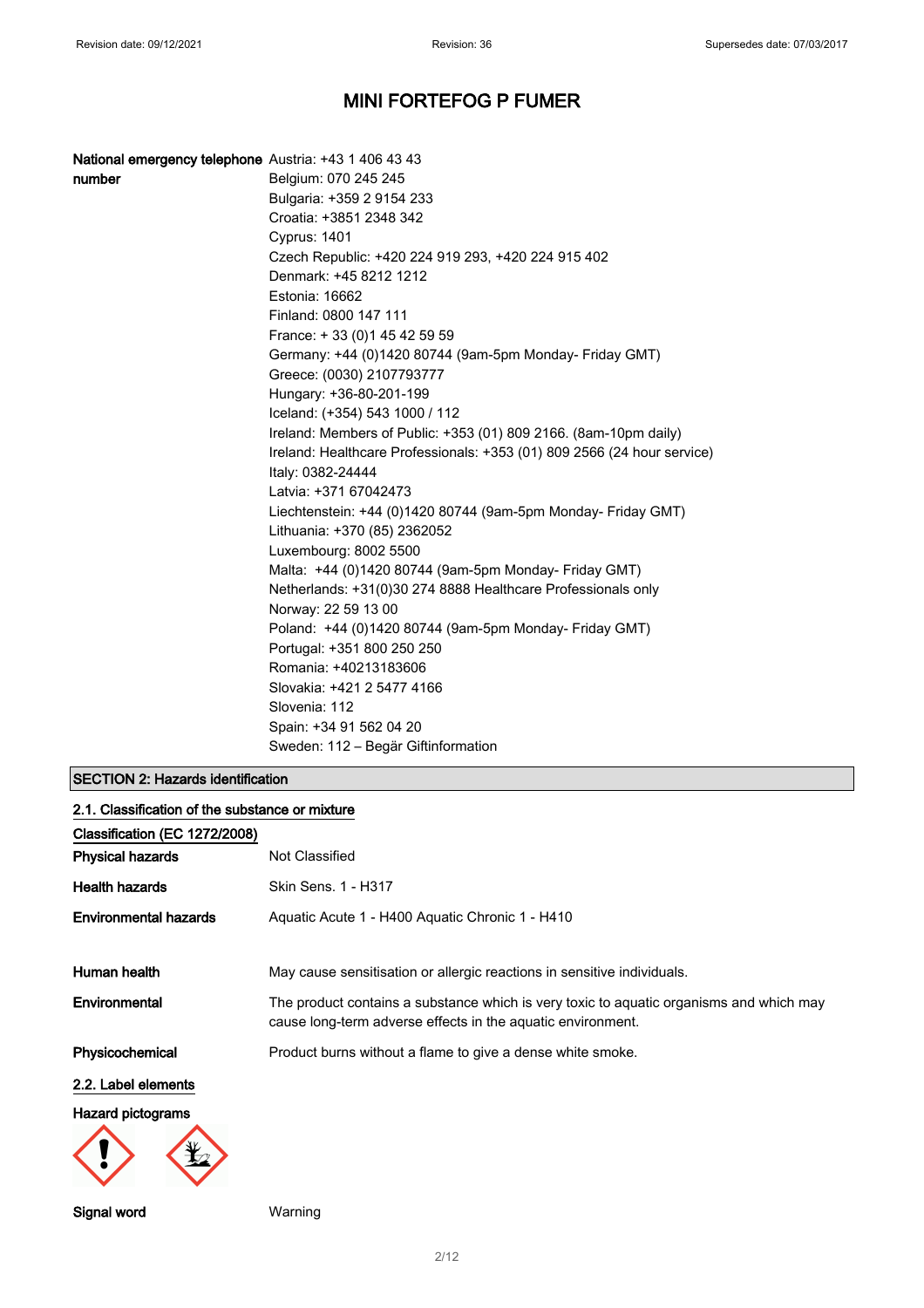**National emergency telephone number**

Austria: +43 1 406 43 43
Belgium: 070 245 245
Bulgaria: +359 2 9154 233
Croatia: +3851 2348 342
Cyprus: 1401
Czech Republic: +420 224 919 293, +420 224 915 402
Denmark: +45 8212 1212
Estonia: 16662
Finland: 0800 147 111
France: + 33 (0)1 45 42 59 59
Germany: +44 (0)1420 80744 (9am-5pm Monday- Friday GMT)
Greece: (0030) 2107793777
Hungary: +36-80-201-199
Iceland: (+354) 543 1000 / 112
Ireland: Members of Public: +353 (01) 809 2166. (8am-10pm daily)
Ireland: Healthcare Professionals: +353 (01) 809 2566 (24 hour service)
Italy: 0382-24444
Latvia: +371 67042473
Liechtenstein: +44 (0)1420 80744 (9am-5pm Monday- Friday GMT)
Lithuania: +370 (85) 2362052
Luxembourg: 8002 5500
Malta: +44 (0)1420 80744 (9am-5pm Monday- Friday GMT)
Netherlands: +31(0)30 274 8888 Healthcare Professionals only
Norway: 22 59 13 00
Poland: +44 (0)1420 80744 (9am-5pm Monday- Friday GMT)
Portugal: +351 800 250 250
Romania: +40213183606
Slovakia: +421 2 5477 4166
Slovenia: 112
Spain: +34 91 562 04 20
Sweden: 112 – Begär Giftinformation

## SECTION 2: Hazards identification

### 2.1. Classification of the substance or mixture

**Classification (EC 1272/2008)**

**Physical hazards** Not Classified

**Health hazards** Skin Sens. 1 - H317

**Environmental hazards** Aquatic Acute 1 - H400 Aquatic Chronic 1 - H410

**Human health** May cause sensitisation or allergic reactions in sensitive individuals.

**Environmental** The product contains a substance which is very toxic to aquatic organisms and which may cause long-term adverse effects in the aquatic environment.

**Physicochemical** Product burns without a flame to give a dense white smoke.

### 2.2. Label elements

**Hazard pictograms**

**Signal word** Warning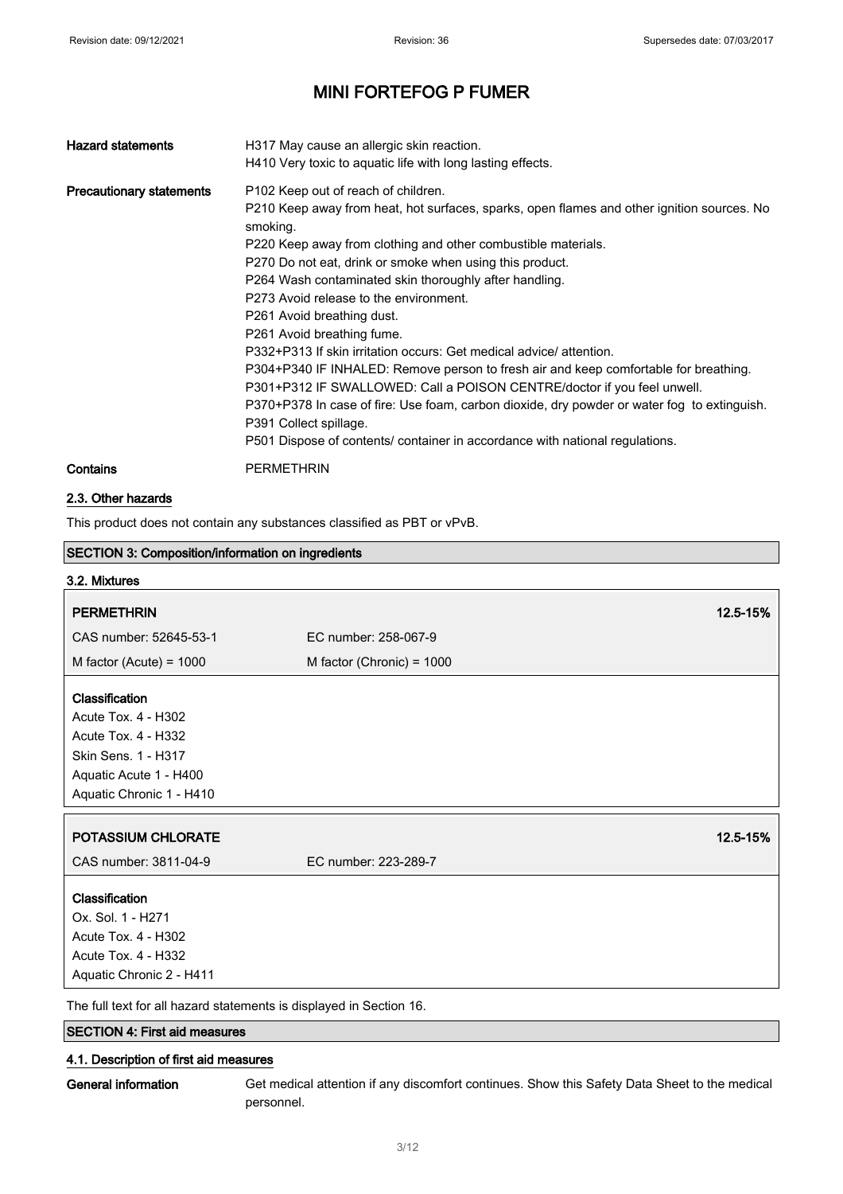# MINI FORTEFOG P FUMER

| | |
|---|---|
| **Hazard statements** | H317 May cause an allergic skin reaction.<br>H410 Very toxic to aquatic life with long lasting effects. |
| **Precautionary statements** | P102 Keep out of reach of children.<br>P210 Keep away from heat, hot surfaces, sparks, open flames and other ignition sources. No smoking.<br>P220 Keep away from clothing and other combustible materials.<br>P270 Do not eat, drink or smoke when using this product.<br>P264 Wash contaminated skin thoroughly after handling.<br>P273 Avoid release to the environment.<br>P261 Avoid breathing dust.<br>P261 Avoid breathing fume.<br>P332+P313 If skin irritation occurs: Get medical advice/ attention.<br>P304+P340 IF INHALED: Remove person to fresh air and keep comfortable for breathing.<br>P301+P312 IF SWALLOWED: Call a POISON CENTRE/doctor if you feel unwell.<br>P370+P378 In case of fire: Use foam, carbon dioxide, dry powder or water fog to extinguish.<br>P391 Collect spillage.<br>P501 Dispose of contents/ container in accordance with national regulations. |
| **Contains** | PERMETHRIN |

## 2.3. Other hazards

This product does not contain any substances classified as PBT or vPvB.

## SECTION 3: Composition/information on ingredients

### 3.2. Mixtures

| **PERMETHRIN** | | **12.5-15%** |
|---|---|---|
| CAS number: 52645-53-1 | EC number: 258-067-9 | |
| M factor (Acute) = 1000 | M factor (Chronic) = 1000 | |

**Classification**
Acute Tox. 4 - H302
Acute Tox. 4 - H332
Skin Sens. 1 - H317
Aquatic Acute 1 - H400
Aquatic Chronic 1 - H410

| **POTASSIUM CHLORATE** | | **12.5-15%** |
|---|---|---|
| CAS number: 3811-04-9 | EC number: 223-289-7 | |

**Classification**
Ox. Sol. 1 - H271
Acute Tox. 4 - H302
Acute Tox. 4 - H332
Aquatic Chronic 2 - H411

The full text for all hazard statements is displayed in Section 16.

## SECTION 4: First aid measures

### 4.1. Description of first aid measures

| | |
|---|---|
| **General information** | Get medical attention if any discomfort continues. Show this Safety Data Sheet to the medical personnel. |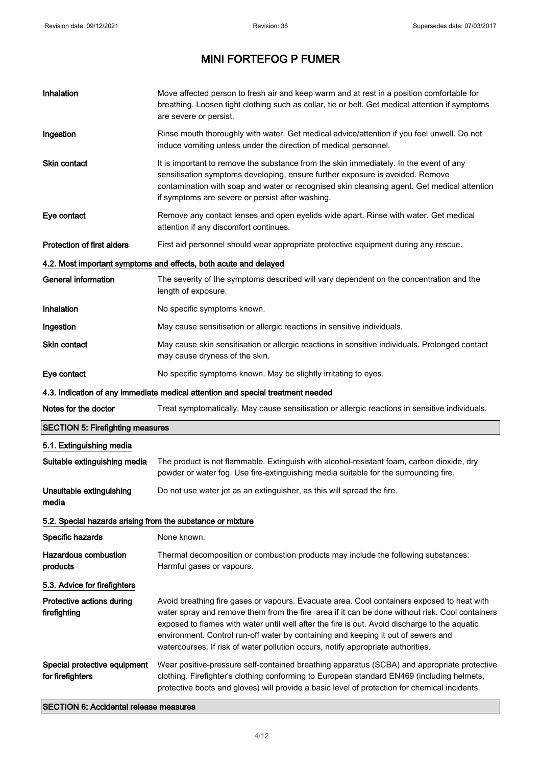| | |
|---|---|
| **Inhalation** | Move affected person to fresh air and keep warm and at rest in a position comfortable for breathing. Loosen tight clothing such as collar, tie or belt. Get medical attention if symptoms are severe or persist. |
| **Ingestion** | Rinse mouth thoroughly with water. Get medical advice/attention if you feel unwell. Do not induce vomiting unless under the direction of medical personnel. |
| **Skin contact** | It is important to remove the substance from the skin immediately. In the event of any sensitisation symptoms developing, ensure further exposure is avoided. Remove contamination with soap and water or recognised skin cleansing agent. Get medical attention if symptoms are severe or persist after washing. |
| **Eye contact** | Remove any contact lenses and open eyelids wide apart. Rinse with water. Get medical attention if any discomfort continues. |
| **Protection of first aiders** | First aid personnel should wear appropriate protective equipment during any rescue. |

### 4.2. Most important symptoms and effects, both acute and delayed

| | |
|---|---|
| **General information** | The severity of the symptoms described will vary dependent on the concentration and the length of exposure. |
| **Inhalation** | No specific symptoms known. |
| **Ingestion** | May cause sensitisation or allergic reactions in sensitive individuals. |
| **Skin contact** | May cause skin sensitisation or allergic reactions in sensitive individuals. Prolonged contact may cause dryness of the skin. |
| **Eye contact** | No specific symptoms known. May be slightly irritating to eyes. |

### 4.3. Indication of any immediate medical attention and special treatment needed

| | |
|---|---|
| **Notes for the doctor** | Treat symptomatically. May cause sensitisation or allergic reactions in sensitive individuals. |

## SECTION 5: Firefighting measures

### 5.1. Extinguishing media

| | |
|---|---|
| **Suitable extinguishing media** | The product is not flammable. Extinguish with alcohol-resistant foam, carbon dioxide, dry powder or water fog. Use fire-extinguishing media suitable for the surrounding fire. |
| **Unsuitable extinguishing media** | Do not use water jet as an extinguisher, as this will spread the fire. |

### 5.2. Special hazards arising from the substance or mixture

| | |
|---|---|
| **Specific hazards** | None known. |
| **Hazardous combustion products** | Thermal decomposition or combustion products may include the following substances: Harmful gases or vapours. |

### 5.3. Advice for firefighters

| | |
|---|---|
| **Protective actions during firefighting** | Avoid breathing fire gases or vapours. Evacuate area. Cool containers exposed to heat with water spray and remove them from the fire area if it can be done without risk. Cool containers exposed to flames with water until well after the fire is out. Avoid discharge to the aquatic environment. Control run-off water by containing and keeping it out of sewers and watercourses. If risk of water pollution occurs, notify appropriate authorities. |
| **Special protective equipment for firefighters** | Wear positive-pressure self-contained breathing apparatus (SCBA) and appropriate protective clothing. Firefighter's clothing conforming to European standard EN469 (including helmets, protective boots and gloves) will provide a basic level of protection for chemical incidents. |

## SECTION 6: Accidental release measures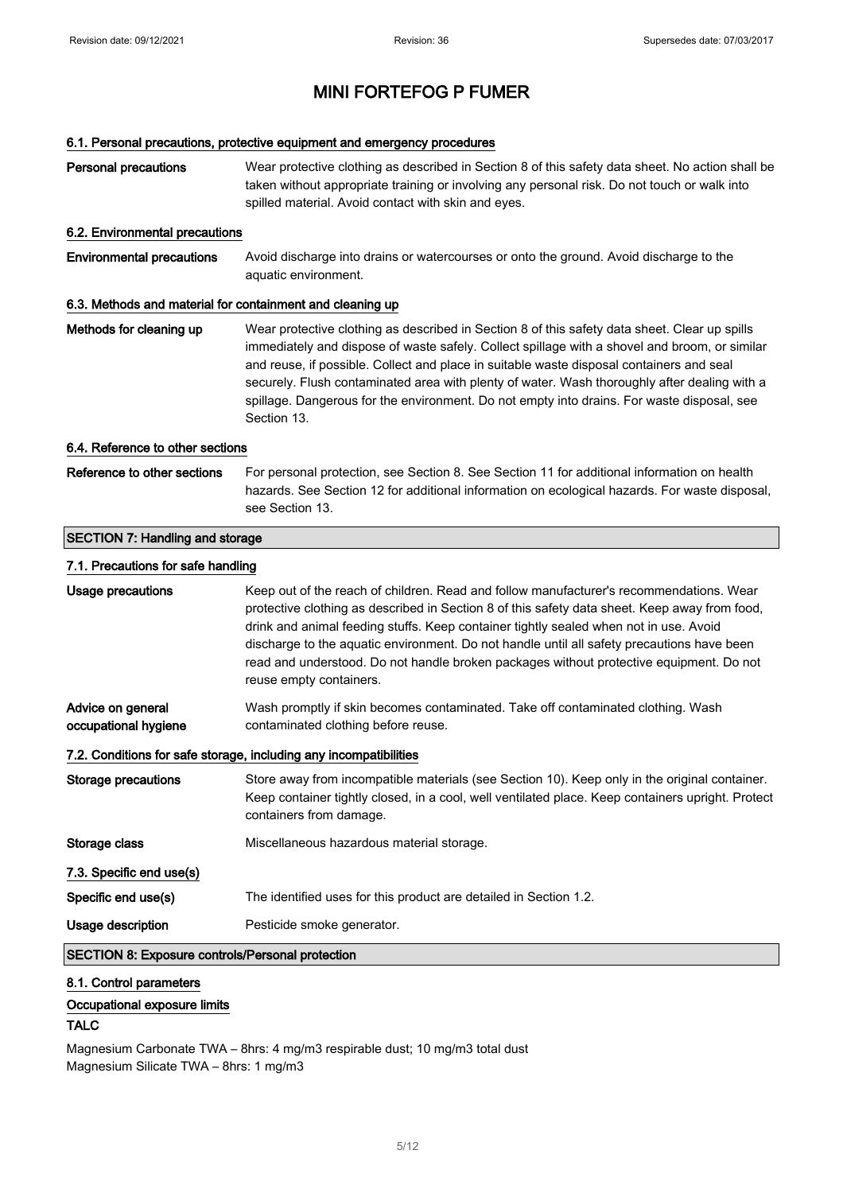# MINI FORTEFOG P FUMER

#### 6.1. Personal precautions, protective equipment and emergency procedures

**Personal precautions** Wear protective clothing as described in Section 8 of this safety data sheet. No action shall be taken without appropriate training or involving any personal risk. Do not touch or walk into spilled material. Avoid contact with skin and eyes.

#### 6.2. Environmental precautions

**Environmental precautions** Avoid discharge into drains or watercourses or onto the ground. Avoid discharge to the aquatic environment.

#### 6.3. Methods and material for containment and cleaning up

**Methods for cleaning up** Wear protective clothing as described in Section 8 of this safety data sheet. Clear up spills immediately and dispose of waste safely. Collect spillage with a shovel and broom, or similar and reuse, if possible. Collect and place in suitable waste disposal containers and seal securely. Flush contaminated area with plenty of water. Wash thoroughly after dealing with a spillage. Dangerous for the environment. Do not empty into drains. For waste disposal, see Section 13.

#### 6.4. Reference to other sections

**Reference to other sections** For personal protection, see Section 8. See Section 11 for additional information on health hazards. See Section 12 for additional information on ecological hazards. For waste disposal, see Section 13.

## SECTION 7: Handling and storage

#### 7.1. Precautions for safe handling

**Usage precautions** Keep out of the reach of children. Read and follow manufacturer's recommendations. Wear protective clothing as described in Section 8 of this safety data sheet. Keep away from food, drink and animal feeding stuffs. Keep container tightly sealed when not in use. Avoid discharge to the aquatic environment. Do not handle until all safety precautions have been read and understood. Do not handle broken packages without protective equipment. Do not reuse empty containers.

**Advice on general occupational hygiene** Wash promptly if skin becomes contaminated. Take off contaminated clothing. Wash contaminated clothing before reuse.

#### 7.2. Conditions for safe storage, including any incompatibilities

**Storage precautions** Store away from incompatible materials (see Section 10). Keep only in the original container. Keep container tightly closed, in a cool, well ventilated place. Keep containers upright. Protect containers from damage.

**Storage class** Miscellaneous hazardous material storage.

#### 7.3. Specific end use(s)

**Specific end use(s)** The identified uses for this product are detailed in Section 1.2.

**Usage description** Pesticide smoke generator.

## SECTION 8: Exposure controls/Personal protection

#### 8.1. Control parameters

**Occupational exposure limits**

**TALC**

Magnesium Carbonate TWA – 8hrs: 4 mg/m3 respirable dust; 10 mg/m3 total dust
Magnesium Silicate TWA – 8hrs: 1 mg/m3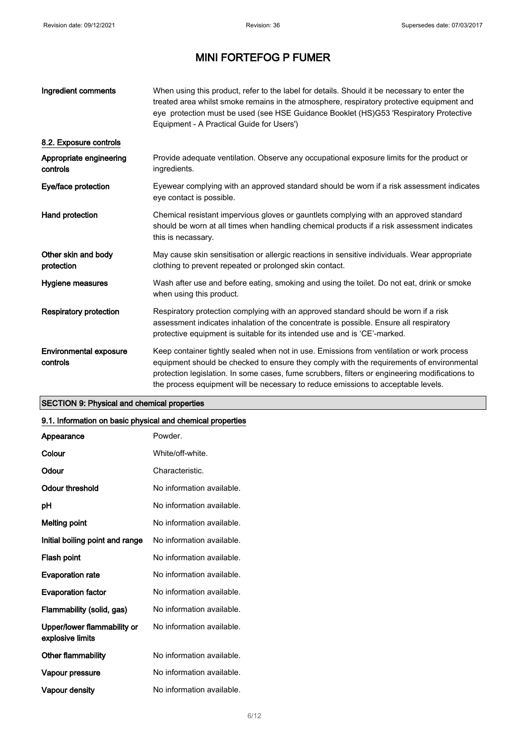# MINI FORTEFOG P FUMER

| | |
|---|---|
| **Ingredient comments** | When using this product, refer to the label for details. Should it be necessary to enter the treated area whilst smoke remains in the atmosphere, respiratory protective equipment and eye protection must be used (see HSE Guidance Booklet (HS)G53 'Respiratory Protective Equipment - A Practical Guide for Users') |

### 8.2. Exposure controls

| | |
|---|---|
| **Appropriate engineering controls** | Provide adequate ventilation. Observe any occupational exposure limits for the product or ingredients. |
| **Eye/face protection** | Eyewear complying with an approved standard should be worn if a risk assessment indicates eye contact is possible. |
| **Hand protection** | Chemical resistant impervious gloves or gauntlets complying with an approved standard should be worn at all times when handling chemical products if a risk assessment indicates this is necassary. |
| **Other skin and body protection** | May cause skin sensitisation or allergic reactions in sensitive individuals. Wear appropriate clothing to prevent repeated or prolonged skin contact. |
| **Hygiene measures** | Wash after use and before eating, smoking and using the toilet. Do not eat, drink or smoke when using this product. |
| **Respiratory protection** | Respiratory protection complying with an approved standard should be worn if a risk assessment indicates inhalation of the concentrate is possible. Ensure all respiratory protective equipment is suitable for its intended use and is 'CE'-marked. |
| **Environmental exposure controls** | Keep container tightly sealed when not in use. Emissions from ventilation or work process equipment should be checked to ensure they comply with the requirements of environmental protection legislation. In some cases, fume scrubbers, filters or engineering modifications to the process equipment will be necessary to reduce emissions to acceptable levels. |

## SECTION 9: Physical and chemical properties

### 9.1. Information on basic physical and chemical properties

| | |
|---|---|
| **Appearance** | Powder. |
| **Colour** | White/off-white. |
| **Odour** | Characteristic. |
| **Odour threshold** | No information available. |
| **pH** | No information available. |
| **Melting point** | No information available. |
| **Initial boiling point and range** | No information available. |
| **Flash point** | No information available. |
| **Evaporation rate** | No information available. |
| **Evaporation factor** | No information available. |
| **Flammability (solid, gas)** | No information available. |
| **Upper/lower flammability or explosive limits** | No information available. |
| **Other flammability** | No information available. |
| **Vapour pressure** | No information available. |
| **Vapour density** | No information available. |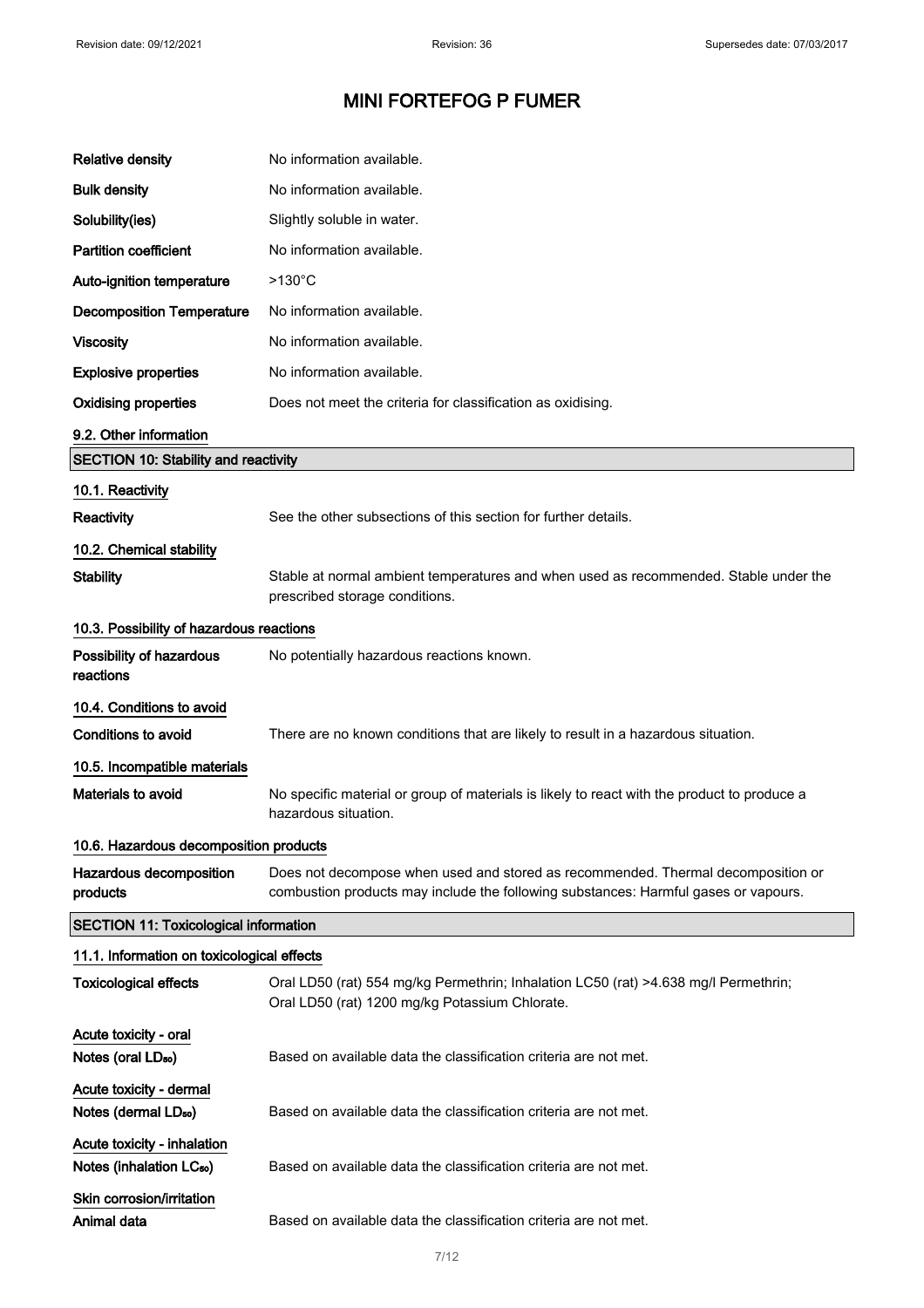# MINI FORTEFOG P FUMER

| | |
|---|---|
| **Relative density** | No information available. |
| **Bulk density** | No information available. |
| **Solubility(ies)** | Slightly soluble in water. |
| **Partition coefficient** | No information available. |
| **Auto-ignition temperature** | >130°C |
| **Decomposition Temperature** | No information available. |
| **Viscosity** | No information available. |
| **Explosive properties** | No information available. |
| **Oxidising properties** | Does not meet the criteria for classification as oxidising. |

### 9.2. Other information

## SECTION 10: Stability and reactivity

### 10.1. Reactivity

**Reactivity** See the other subsections of this section for further details.

### 10.2. Chemical stability

**Stability** Stable at normal ambient temperatures and when used as recommended. Stable under the prescribed storage conditions.

### 10.3. Possibility of hazardous reactions

**Possibility of hazardous reactions** No potentially hazardous reactions known.

### 10.4. Conditions to avoid

**Conditions to avoid** There are no known conditions that are likely to result in a hazardous situation.

### 10.5. Incompatible materials

**Materials to avoid** No specific material or group of materials is likely to react with the product to produce a hazardous situation.

### 10.6. Hazardous decomposition products

**Hazardous decomposition products** Does not decompose when used and stored as recommended. Thermal decomposition or combustion products may include the following substances: Harmful gases or vapours.

## SECTION 11: Toxicological information

### 11.1. Information on toxicological effects

**Toxicological effects** Oral LD50 (rat) 554 mg/kg Permethrin; Inhalation LC50 (rat) >4.638 mg/l Permethrin; Oral LD50 (rat) 1200 mg/kg Potassium Chlorate.

**Acute toxicity - oral**

**Notes (oral $LD_{50}$)** Based on available data the classification criteria are not met.

**Acute toxicity - dermal**

**Notes (dermal $LD_{50}$)** Based on available data the classification criteria are not met.

**Acute toxicity - inhalation**

**Notes (inhalation $LC_{50}$)** Based on available data the classification criteria are not met.

**Skin corrosion/irritation**

**Animal data** Based on available data the classification criteria are not met.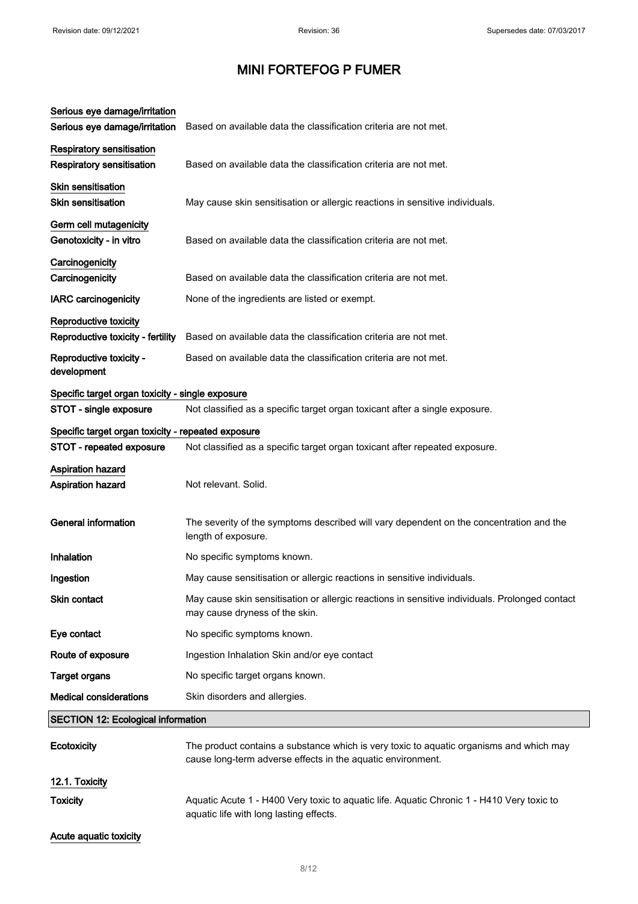# MINI FORTEFOG P FUMER

**Serious eye damage/irritation**

| | |
|---|---|
| **Serious eye damage/irritation** | Based on available data the classification criteria are not met. |

**Respiratory sensitisation**

| | |
|---|---|
| **Respiratory sensitisation** | Based on available data the classification criteria are not met. |

**Skin sensitisation**

| | |
|---|---|
| **Skin sensitisation** | May cause skin sensitisation or allergic reactions in sensitive individuals. |

**Germ cell mutagenicity**

| | |
|---|---|
| **Genotoxicity - in vitro** | Based on available data the classification criteria are not met. |

**Carcinogenicity**

| | |
|---|---|
| **Carcinogenicity** | Based on available data the classification criteria are not met. |
| **IARC carcinogenicity** | None of the ingredients are listed or exempt. |

**Reproductive toxicity**

| | |
|---|---|
| **Reproductive toxicity - fertility** | Based on available data the classification criteria are not met. |
| **Reproductive toxicity - development** | Based on available data the classification criteria are not met. |

**Specific target organ toxicity - single exposure**

| | |
|---|---|
| **STOT - single exposure** | Not classified as a specific target organ toxicant after a single exposure. |

**Specific target organ toxicity - repeated exposure**

| | |
|---|---|
| **STOT - repeated exposure** | Not classified as a specific target organ toxicant after repeated exposure. |

**Aspiration hazard**

| | |
|---|---|
| **Aspiration hazard** | Not relevant. Solid. |

| | |
|---|---|
| **General information** | The severity of the symptoms described will vary dependent on the concentration and the length of exposure. |
| **Inhalation** | No specific symptoms known. |
| **Ingestion** | May cause sensitisation or allergic reactions in sensitive individuals. |
| **Skin contact** | May cause skin sensitisation or allergic reactions in sensitive individuals. Prolonged contact may cause dryness of the skin. |
| **Eye contact** | No specific symptoms known. |
| **Route of exposure** | Ingestion Inhalation Skin and/or eye contact |
| **Target organs** | No specific target organs known. |
| **Medical considerations** | Skin disorders and allergies. |

## SECTION 12: Ecological information

| | |
|---|---|
| **Ecotoxicity** | The product contains a substance which is very toxic to aquatic organisms and which may cause long-term adverse effects in the aquatic environment. |

**12.1. Toxicity**

| | |
|---|---|
| **Toxicity** | Aquatic Acute 1 - H400 Very toxic to aquatic life. Aquatic Chronic 1 - H410 Very toxic to aquatic life with long lasting effects. |

**Acute aquatic toxicity**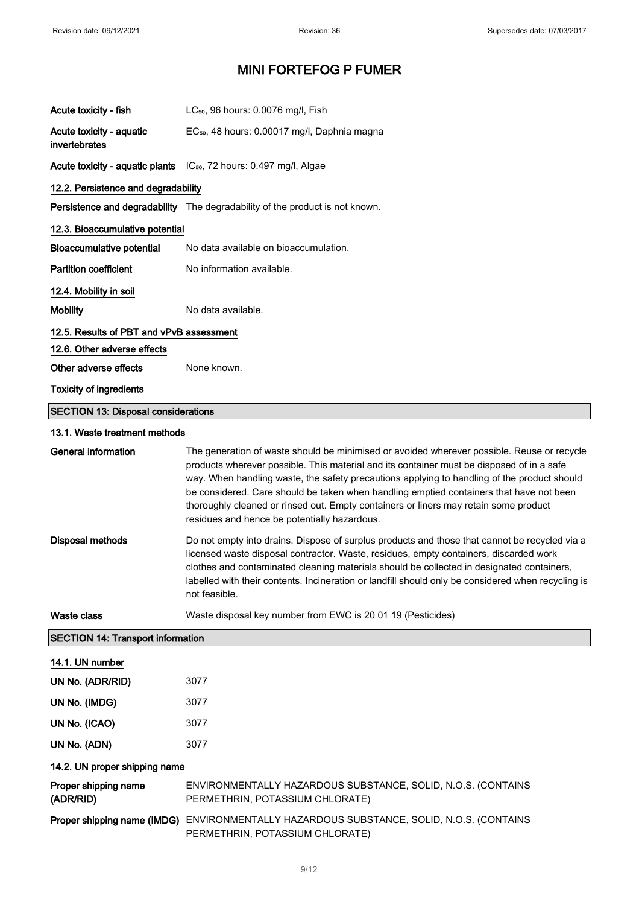# MINI FORTEFOG P FUMER

| | |
|---|---|
| **Acute toxicity - fish** | $LC_{50}$, 96 hours: 0.0076 mg/l, Fish |
| **Acute toxicity - aquatic invertebrates** | $EC_{50}$, 48 hours: 0.00017 mg/l, Daphnia magna |
| **Acute toxicity - aquatic plants** | $IC_{50}$, 72 hours: 0.497 mg/l, Algae |

### 12.2. Persistence and degradability

**Persistence and degradability** The degradability of the product is not known.

### 12.3. Bioaccumulative potential

| | |
|---|---|
| **Bioaccumulative potential** | No data available on bioaccumulation. |
| **Partition coefficient** | No information available. |

### 12.4. Mobility in soil

**Mobility** No data available.

### 12.5. Results of PBT and vPvB assessment

### 12.6. Other adverse effects

**Other adverse effects** None known.

**Toxicity of ingredients**

## SECTION 13: Disposal considerations

### 13.1. Waste treatment methods

**General information** The generation of waste should be minimised or avoided wherever possible. Reuse or recycle products wherever possible. This material and its container must be disposed of in a safe way. When handling waste, the safety precautions applying to handling of the product should be considered. Care should be taken when handling emptied containers that have not been thoroughly cleaned or rinsed out. Empty containers or liners may retain some product residues and hence be potentially hazardous.

**Disposal methods** Do not empty into drains. Dispose of surplus products and those that cannot be recycled via a licensed waste disposal contractor. Waste, residues, empty containers, discarded work clothes and contaminated cleaning materials should be collected in designated containers, labelled with their contents. Incineration or landfill should only be considered when recycling is not feasible.

**Waste class** Waste disposal key number from EWC is 20 01 19 (Pesticides)

## SECTION 14: Transport information

### 14.1. UN number

| | |
|---|---|
| **UN No. (ADR/RID)** | 3077 |
| **UN No. (IMDG)** | 3077 |
| **UN No. (ICAO)** | 3077 |
| **UN No. (ADN)** | 3077 |

### 14.2. UN proper shipping name

| | |
|---|---|
| **Proper shipping name (ADR/RID)** | ENVIRONMENTALLY HAZARDOUS SUBSTANCE, SOLID, N.O.S. (CONTAINS PERMETHRIN, POTASSIUM CHLORATE) |
| **Proper shipping name (IMDG)** | ENVIRONMENTALLY HAZARDOUS SUBSTANCE, SOLID, N.O.S. (CONTAINS PERMETHRIN, POTASSIUM CHLORATE) |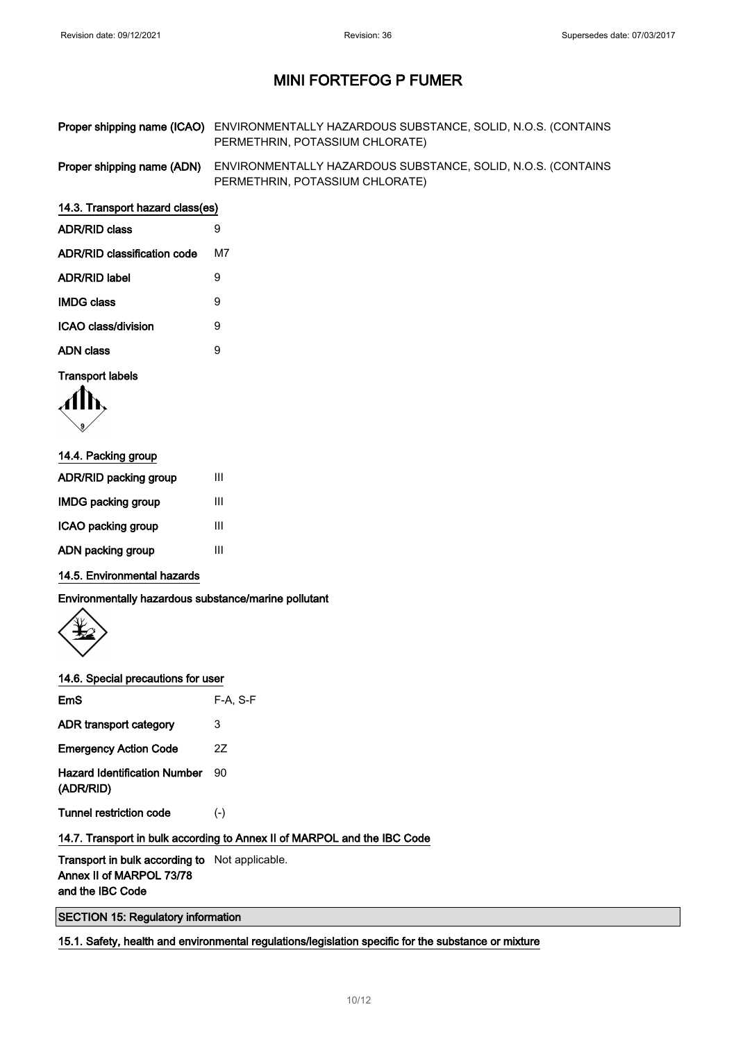# MINI FORTEFOG P FUMER

| | |
|---|---|
| **Proper shipping name (ICAO)** | ENVIRONMENTALLY HAZARDOUS SUBSTANCE, SOLID, N.O.S. (CONTAINS PERMETHRIN, POTASSIUM CHLORATE) |
| **Proper shipping name (ADN)** | ENVIRONMENTALLY HAZARDOUS SUBSTANCE, SOLID, N.O.S. (CONTAINS PERMETHRIN, POTASSIUM CHLORATE) |

### 14.3. Transport hazard class(es)

| | |
|---|---|
| **ADR/RID class** | 9 |
| **ADR/RID classification code** | M7 |
| **ADR/RID label** | 9 |
| **IMDG class** | 9 |
| **ICAO class/division** | 9 |
| **ADN class** | 9 |

**Transport labels**

### 14.4. Packing group

| | |
|---|---|
| **ADR/RID packing group** | III |
| **IMDG packing group** | III |
| **ICAO packing group** | III |
| **ADN packing group** | III |

### 14.5. Environmental hazards

**Environmentally hazardous substance/marine pollutant**

### 14.6. Special precautions for user

| | |
|---|---|
| **EmS** | F-A, S-F |
| **ADR transport category** | 3 |
| **Emergency Action Code** | 2Z |
| **Hazard Identification Number (ADR/RID)** | 90 |
| **Tunnel restriction code** | (-) |

### 14.7. Transport in bulk according to Annex II of MARPOL and the IBC Code

| | |
|---|---|
| **Transport in bulk according to Annex II of MARPOL 73/78 and the IBC Code** | Not applicable. |

## SECTION 15: Regulatory information

### 15.1. Safety, health and environmental regulations/legislation specific for the substance or mixture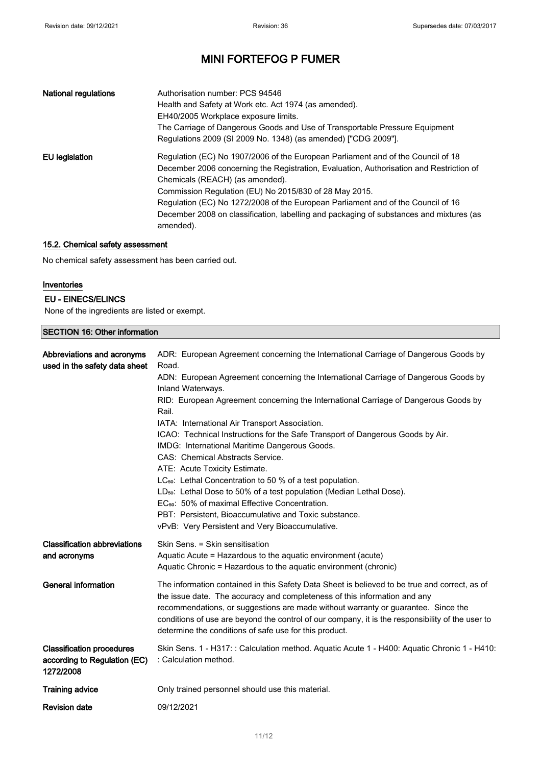| | |
|---|---|
| **National regulations** | Authorisation number: PCS 94546<br>Health and Safety at Work etc. Act 1974 (as amended).<br>EH40/2005 Workplace exposure limits.<br>The Carriage of Dangerous Goods and Use of Transportable Pressure Equipment Regulations 2009 (SI 2009 No. 1348) (as amended) ["CDG 2009"]. |
| **EU legislation** | Regulation (EC) No 1907/2006 of the European Parliament and of the Council of 18 December 2006 concerning the Registration, Evaluation, Authorisation and Restriction of Chemicals (REACH) (as amended).<br>Commission Regulation (EU) No 2015/830 of 28 May 2015.<br>Regulation (EC) No 1272/2008 of the European Parliament and of the Council of 16 December 2008 on classification, labelling and packaging of substances and mixtures (as amended). |

### 15.2. Chemical safety assessment

No chemical safety assessment has been carried out.

### Inventories

#### EU - EINECS/ELINCS

None of the ingredients are listed or exempt.

## SECTION 16: Other information

| | |
|---|---|
| **Abbreviations and acronyms used in the safety data sheet** | ADR: European Agreement concerning the International Carriage of Dangerous Goods by Road.<br>ADN: European Agreement concerning the International Carriage of Dangerous Goods by Inland Waterways.<br>RID: European Agreement concerning the International Carriage of Dangerous Goods by Rail.<br>IATA: International Air Transport Association.<br>ICAO: Technical Instructions for the Safe Transport of Dangerous Goods by Air.<br>IMDG: International Maritime Dangerous Goods.<br>CAS: Chemical Abstracts Service.<br>ATE: Acute Toxicity Estimate.<br>$LC_{50}$: Lethal Concentration to 50 % of a test population.<br>$LD_{50}$: Lethal Dose to 50% of a test population (Median Lethal Dose).<br>$EC_{50}$: 50% of maximal Effective Concentration.<br>PBT: Persistent, Bioaccumulative and Toxic substance.<br>vPvB: Very Persistent and Very Bioaccumulative. |
| **Classification abbreviations and acronyms** | Skin Sens. = Skin sensitisation<br>Aquatic Acute = Hazardous to the aquatic environment (acute)<br>Aquatic Chronic = Hazardous to the aquatic environment (chronic) |
| **General information** | The information contained in this Safety Data Sheet is believed to be true and correct, as of the issue date. The accuracy and completeness of this information and any recommendations, or suggestions are made without warranty or guarantee. Since the conditions of use are beyond the control of our company, it is the responsibility of the user to determine the conditions of safe use for this product. |
| **Classification procedures according to Regulation (EC) 1272/2008** | Skin Sens. 1 - H317: : Calculation method. Aquatic Acute 1 - H400: Aquatic Chronic 1 - H410: : Calculation method. |
| **Training advice** | Only trained personnel should use this material. |
| **Revision date** | 09/12/2021 |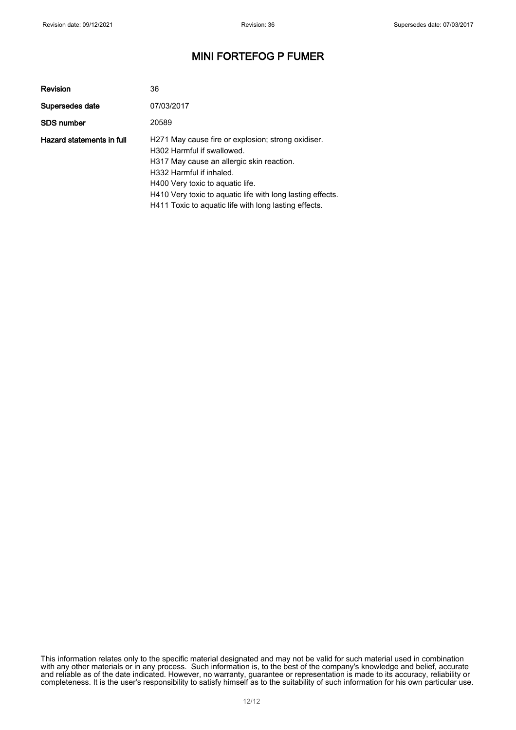# MINI FORTEFOG P FUMER

| | |
|---|---|
| **Revision** | 36 |
| **Supersedes date** | 07/03/2017 |
| **SDS number** | 20589 |
| **Hazard statements in full** | H271 May cause fire or explosion; strong oxidiser.<br>H302 Harmful if swallowed.<br>H317 May cause an allergic skin reaction.<br>H332 Harmful if inhaled.<br>H400 Very toxic to aquatic life.<br>H410 Very toxic to aquatic life with long lasting effects.<br>H411 Toxic to aquatic life with long lasting effects. |

This information relates only to the specific material designated and may not be valid for such material used in combination with any other materials or in any process. Such information is, to the best of the company's knowledge and belief, accurate and reliable as of the date indicated. However, no warranty, guarantee or representation is made to its accuracy, reliability or completeness. It is the user's responsibility to satisfy himself as to the suitability of such information for his own particular use.